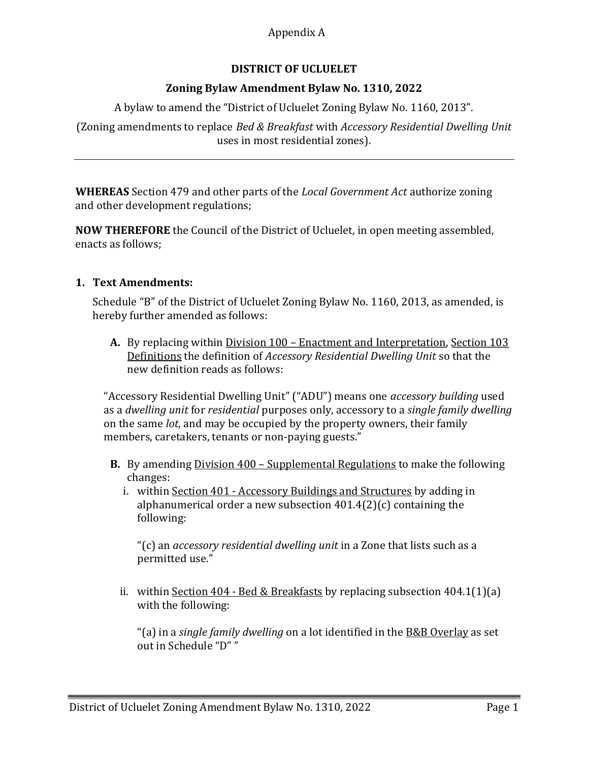Appendix A

# DISTRICT OF UCLUELET

## Zoning Bylaw Amendment Bylaw No. 1310, 2022

A bylaw to amend the "District of Ucluelet Zoning Bylaw No. 1160, 2013".

(Zoning amendments to replace *Bed & Breakfast* with *Accessory Residential Dwelling Unit* uses in most residential zones).

---

**WHEREAS** Section 479 and other parts of the *Local Government Act* authorize zoning and other development regulations;

**NOW THEREFORE** the Council of the District of Ucluelet, in open meeting assembled, enacts as follows;

### 1. Text Amendments:

Schedule "B" of the District of Ucluelet Zoning Bylaw No. 1160, 2013, as amended, is hereby further amended as follows:

**A.** By replacing within <u>Division 100 – Enactment and Interpretation</u>, <u>Section 103 Definitions</u> the definition of *Accessory Residential Dwelling Unit* so that the new definition reads as follows:

"Accessory Residential Dwelling Unit" ("ADU") means one *accessory building* used as a *dwelling unit* for *residential* purposes only, accessory to a *single family dwelling* on the same *lot,* and may be occupied by the property owners, their family members, caretakers, tenants or non-paying guests."

**B.** By amending <u>Division 400 – Supplemental Regulations</u> to make the following changes:

i. within <u>Section 401 - Accessory Buildings and Structures</u> by adding in alphanumerical order a new subsection 401.4(2)(c) containing the following:

"(c) an *accessory residential dwelling unit* in a Zone that lists such as a permitted use."

ii. within <u>Section 404 - Bed & Breakfasts</u> by replacing subsection 404.1(1)(a) with the following:

"(a) in a *single family dwelling* on a lot identified in the <u>B&B Overlay</u> as set out in Schedule "D" "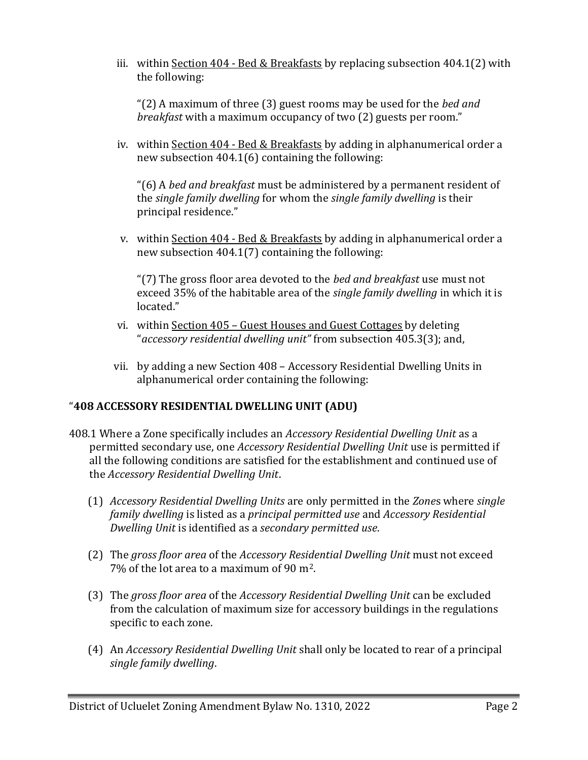iii. within <u>Section 404 - Bed & Breakfasts</u> by replacing subsection 404.1(2) with the following:

"(2) A maximum of three (3) guest rooms may be used for the *bed and breakfast* with a maximum occupancy of two (2) guests per room."

iv. within <u>Section 404 - Bed & Breakfasts</u> by adding in alphanumerical order a new subsection 404.1(6) containing the following:

"(6) A *bed and breakfast* must be administered by a permanent resident of the *single family dwelling* for whom the *single family dwelling* is their principal residence."

v. within <u>Section 404 - Bed & Breakfasts</u> by adding in alphanumerical order a new subsection 404.1(7) containing the following:

"(7) The gross floor area devoted to the *bed and breakfast* use must not exceed 35% of the habitable area of the *single family dwelling* in which it is located."

vi. within <u>Section 405 – Guest Houses and Guest Cottages</u> by deleting "*accessory residential dwelling unit"* from subsection 405.3(3); and,

vii. by adding a new Section 408 – Accessory Residential Dwelling Units in alphanumerical order containing the following:

"**408 ACCESSORY RESIDENTIAL DWELLING UNIT (ADU)**

408.1 Where a Zone specifically includes an *Accessory Residential Dwelling Unit* as a permitted secondary use, one *Accessory Residential Dwelling Unit* use is permitted if all the following conditions are satisfied for the establishment and continued use of the *Accessory Residential Dwelling Unit*.

(1) *Accessory Residential Dwelling Units* are only permitted in the *Zone*s where *single family dwelling* is listed as a *principal permitted use* and *Accessory Residential Dwelling Unit* is identified as a *secondary permitted use*.

(2) The *gross floor area* of the *Accessory Residential Dwelling Unit* must not exceed 7% of the lot area to a maximum of 90 $m^2$.

(3) The *gross floor area* of the *Accessory Residential Dwelling Unit* can be excluded from the calculation of maximum size for accessory buildings in the regulations specific to each zone.

(4) An *Accessory Residential Dwelling Unit* shall only be located to rear of a principal *single family dwelling*.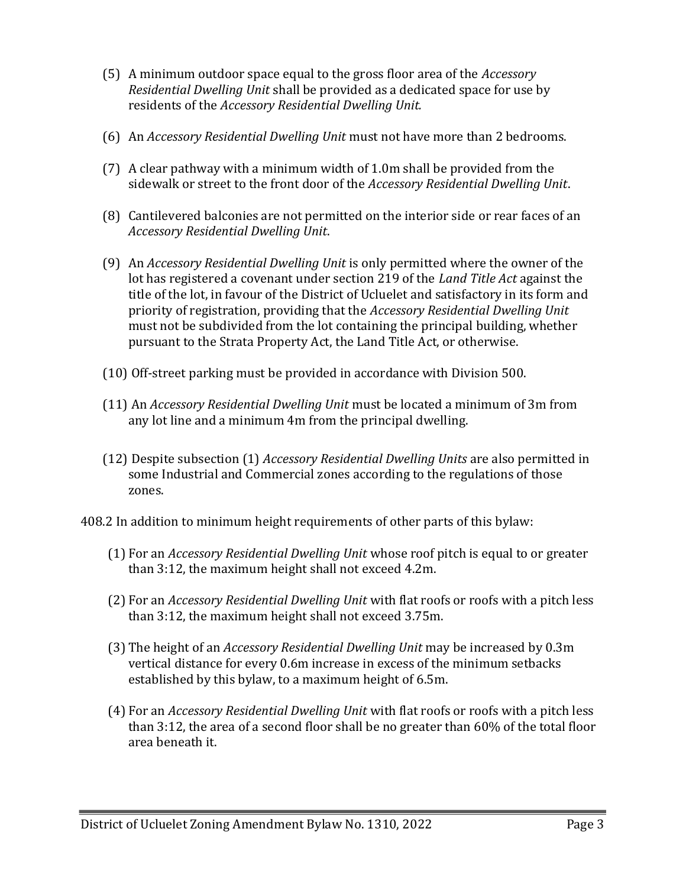(5) A minimum outdoor space equal to the gross floor area of the *Accessory Residential Dwelling Unit* shall be provided as a dedicated space for use by residents of the *Accessory Residential Dwelling Unit.*

(6) An *Accessory Residential Dwelling Unit* must not have more than 2 bedrooms.

(7) A clear pathway with a minimum width of 1.0m shall be provided from the sidewalk or street to the front door of the *Accessory Residential Dwelling Unit*.

(8) Cantilevered balconies are not permitted on the interior side or rear faces of an *Accessory Residential Dwelling Unit*.

(9) An *Accessory Residential Dwelling Unit* is only permitted where the owner of the lot has registered a covenant under section 219 of the *Land Title Act* against the title of the lot, in favour of the District of Ucluelet and satisfactory in its form and priority of registration, providing that the *Accessory Residential Dwelling Unit* must not be subdivided from the lot containing the principal building, whether pursuant to the Strata Property Act, the Land Title Act, or otherwise.

(10) Off-street parking must be provided in accordance with Division 500.

(11) An *Accessory Residential Dwelling Unit* must be located a minimum of 3m from any lot line and a minimum 4m from the principal dwelling.

(12) Despite subsection (1) *Accessory Residential Dwelling Units* are also permitted in some Industrial and Commercial zones according to the regulations of those zones.

408.2 In addition to minimum height requirements of other parts of this bylaw:

(1) For an *Accessory Residential Dwelling Unit* whose roof pitch is equal to or greater than 3:12, the maximum height shall not exceed 4.2m.

(2) For an *Accessory Residential Dwelling Unit* with flat roofs or roofs with a pitch less than 3:12, the maximum height shall not exceed 3.75m.

(3) The height of an *Accessory Residential Dwelling Unit* may be increased by 0.3m vertical distance for every 0.6m increase in excess of the minimum setbacks established by this bylaw, to a maximum height of 6.5m.

(4) For an *Accessory Residential Dwelling Unit* with flat roofs or roofs with a pitch less than 3:12, the area of a second floor shall be no greater than 60% of the total floor area beneath it.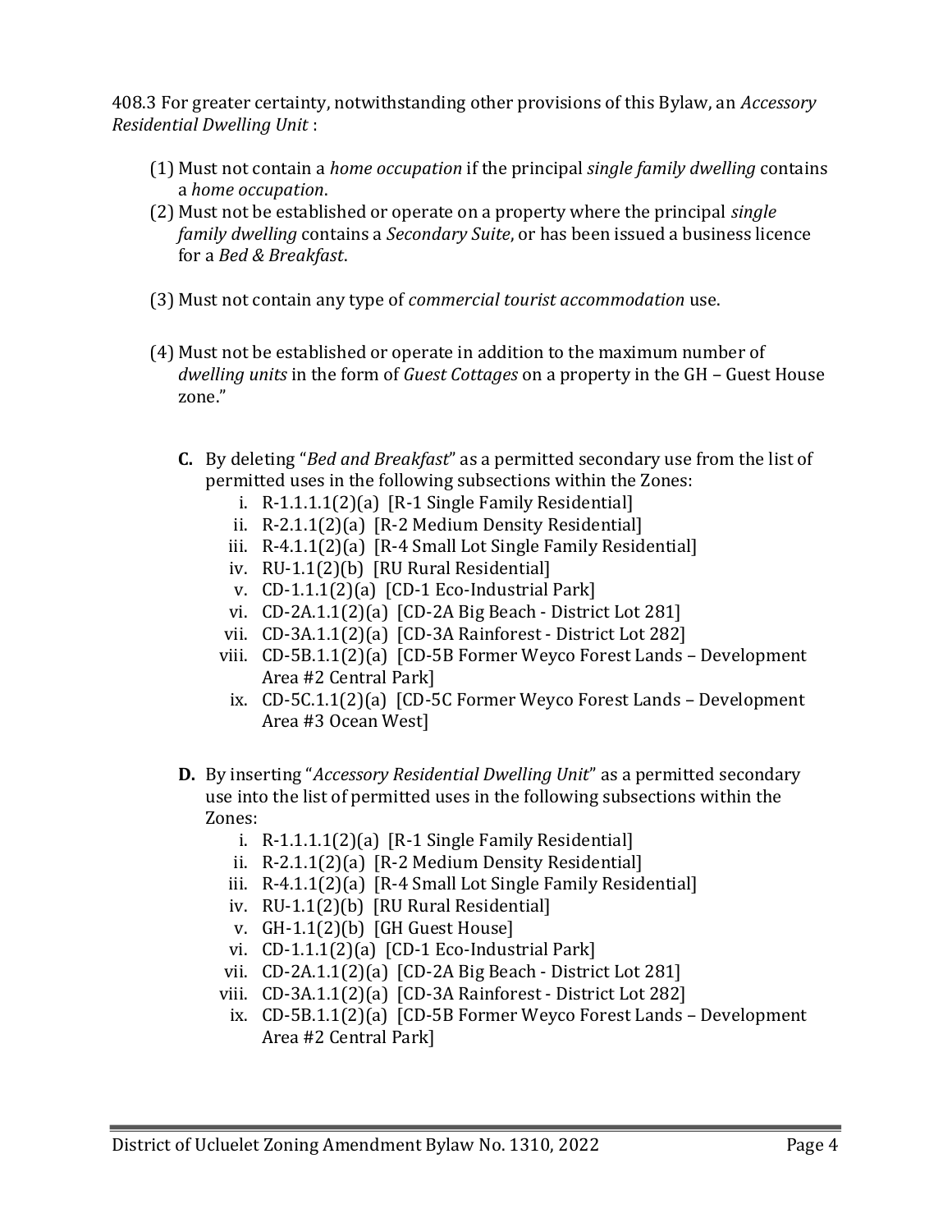408.3 For greater certainty, notwithstanding other provisions of this Bylaw, an *Accessory Residential Dwelling Unit* :

(1) Must not contain a *home occupation* if the principal *single family dwelling* contains a *home occupation*.

(2) Must not be established or operate on a property where the principal *single family dwelling* contains a *Secondary Suite*, or has been issued a business licence for a *Bed & Breakfast*.

(3) Must not contain any type of *commercial tourist accommodation* use.

(4) Must not be established or operate in addition to the maximum number of *dwelling units* in the form of *Guest Cottages* on a property in the GH – Guest House zone."

**C.** By deleting "*Bed and Breakfast*" as a permitted secondary use from the list of permitted uses in the following subsections within the Zones:

i. R-1.1.1.1(2)(a) [R-1 Single Family Residential]
ii. R-2.1.1(2)(a) [R-2 Medium Density Residential]
iii. R-4.1.1(2)(a) [R-4 Small Lot Single Family Residential]
iv. RU-1.1(2)(b) [RU Rural Residential]
v. CD-1.1.1(2)(a) [CD-1 Eco-Industrial Park]
vi. CD-2A.1.1(2)(a) [CD-2A Big Beach - District Lot 281]
vii. CD-3A.1.1(2)(a) [CD-3A Rainforest - District Lot 282]
viii. CD-5B.1.1(2)(a) [CD-5B Former Weyco Forest Lands – Development Area #2 Central Park]
ix. CD-5C.1.1(2)(a) [CD-5C Former Weyco Forest Lands – Development Area #3 Ocean West]

**D.** By inserting "*Accessory Residential Dwelling Unit*" as a permitted secondary use into the list of permitted uses in the following subsections within the Zones:

i. R-1.1.1.1(2)(a) [R-1 Single Family Residential]
ii. R-2.1.1(2)(a) [R-2 Medium Density Residential]
iii. R-4.1.1(2)(a) [R-4 Small Lot Single Family Residential]
iv. RU-1.1(2)(b) [RU Rural Residential]
v. GH-1.1(2)(b) [GH Guest House]
vi. CD-1.1.1(2)(a) [CD-1 Eco-Industrial Park]
vii. CD-2A.1.1(2)(a) [CD-2A Big Beach - District Lot 281]
viii. CD-3A.1.1(2)(a) [CD-3A Rainforest - District Lot 282]
ix. CD-5B.1.1(2)(a) [CD-5B Former Weyco Forest Lands – Development Area #2 Central Park]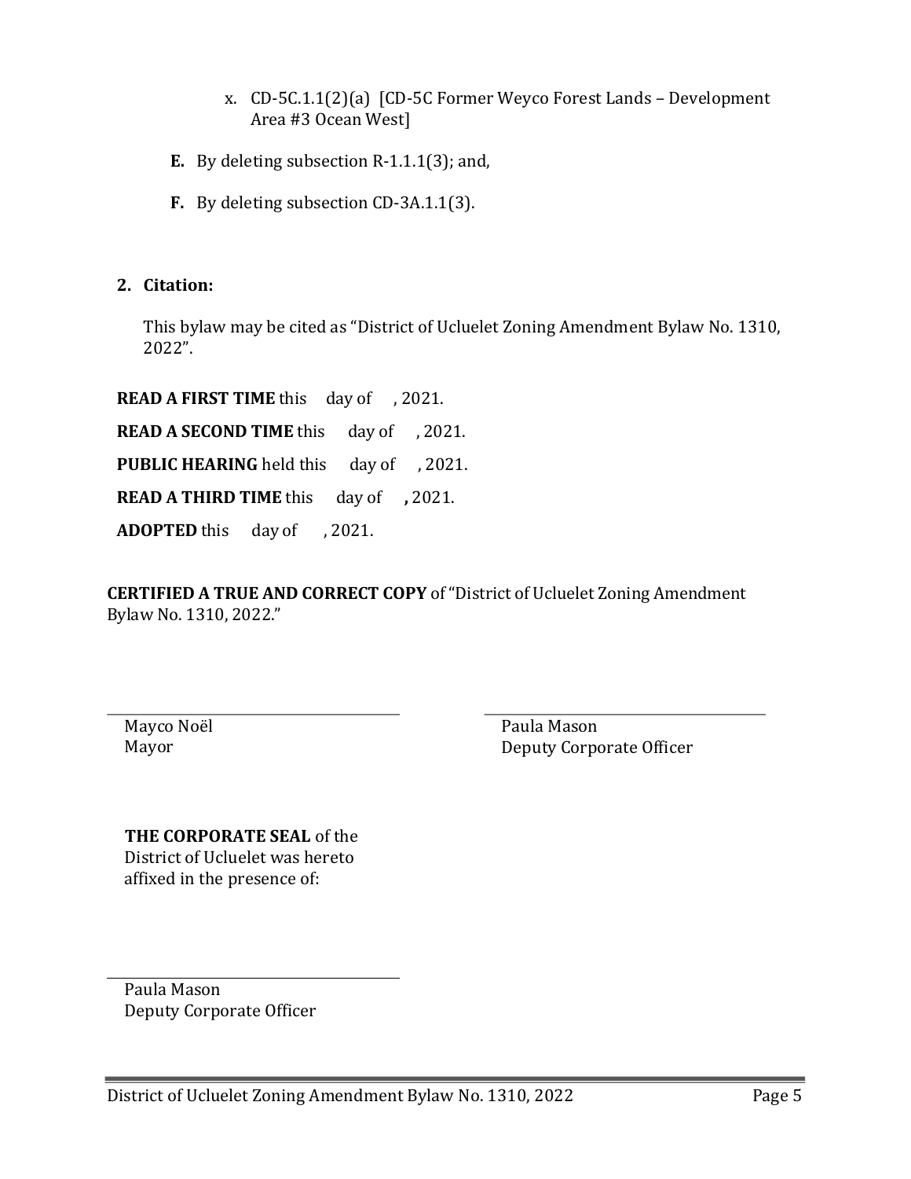x. CD-5C.1.1(2)(a) [CD-5C Former Weyco Forest Lands – Development Area #3 Ocean West]

**E.** By deleting subsection R-1.1.1(3); and,

**F.** By deleting subsection CD-3A.1.1(3).

**2. Citation:**

This bylaw may be cited as "District of Ucluelet Zoning Amendment Bylaw No. 1310, 2022".

**READ A FIRST TIME** this day of , 2021.

**READ A SECOND TIME** this day of , 2021.

**PUBLIC HEARING** held this day of , 2021.

**READ A THIRD TIME** this day of **,** 2021.

**ADOPTED** this day of , 2021.

**CERTIFIED A TRUE AND CORRECT COPY** of "District of Ucluelet Zoning Amendment Bylaw No. 1310, 2022."

Mayco Noël
Mayor

Paula Mason
Deputy Corporate Officer

**THE CORPORATE SEAL** of the District of Ucluelet was hereto affixed in the presence of:

Paula Mason
Deputy Corporate Officer